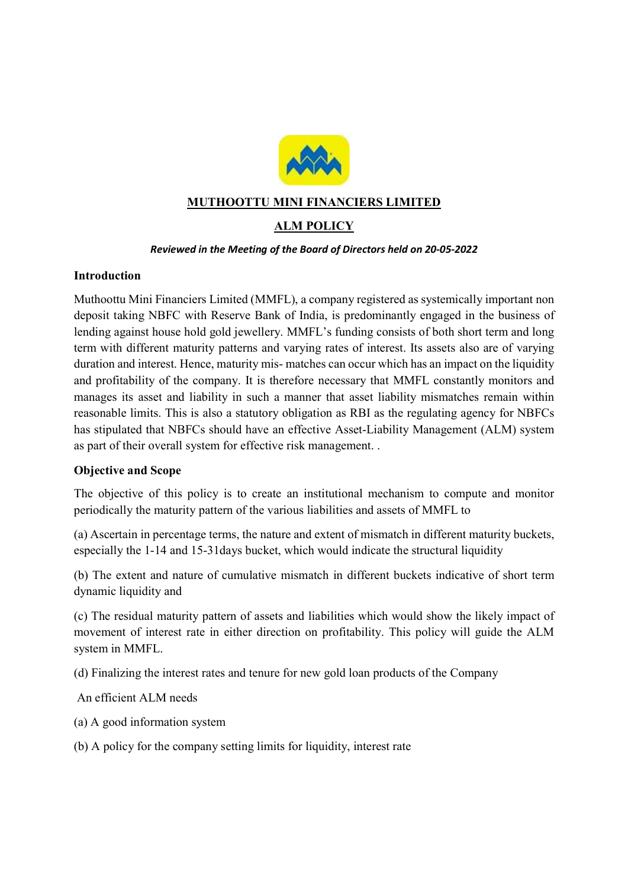# MUTHOOTTU MINI FINANCIERS LIMITED

## ALM POLICY

*Reviewed in the Meeting of the Board of Directors held on 20-05-2022*

### Introduction

Muthoottu Mini Financiers Limited (MMFL), a company registered as systemically important non deposit taking NBFC with Reserve Bank of India, is predominantly engaged in the business of lending against house hold gold jewellery. MMFL's funding consists of both short term and long term with different maturity patterns and varying rates of interest. Its assets also are of varying duration and interest. Hence, maturity mis- matches can occur which has an impact on the liquidity and profitability of the company. It is therefore necessary that MMFL constantly monitors and manages its asset and liability in such a manner that asset liability mismatches remain within reasonable limits. This is also a statutory obligation as RBI as the regulating agency for NBFCs has stipulated that NBFCs should have an effective Asset-Liability Management (ALM) system as part of their overall system for effective risk management. .

### Objective and Scope

The objective of this policy is to create an institutional mechanism to compute and monitor periodically the maturity pattern of the various liabilities and assets of MMFL to

(a) Ascertain in percentage terms, the nature and extent of mismatch in different maturity buckets, especially the 1-14 and 15-31days bucket, which would indicate the structural liquidity

(b) The extent and nature of cumulative mismatch in different buckets indicative of short term dynamic liquidity and

(c) The residual maturity pattern of assets and liabilities which would show the likely impact of movement of interest rate in either direction on profitability. This policy will guide the ALM system in MMFL.

(d) Finalizing the interest rates and tenure for new gold loan products of the Company

An efficient ALM needs

(a) A good information system

(b) A policy for the company setting limits for liquidity, interest rate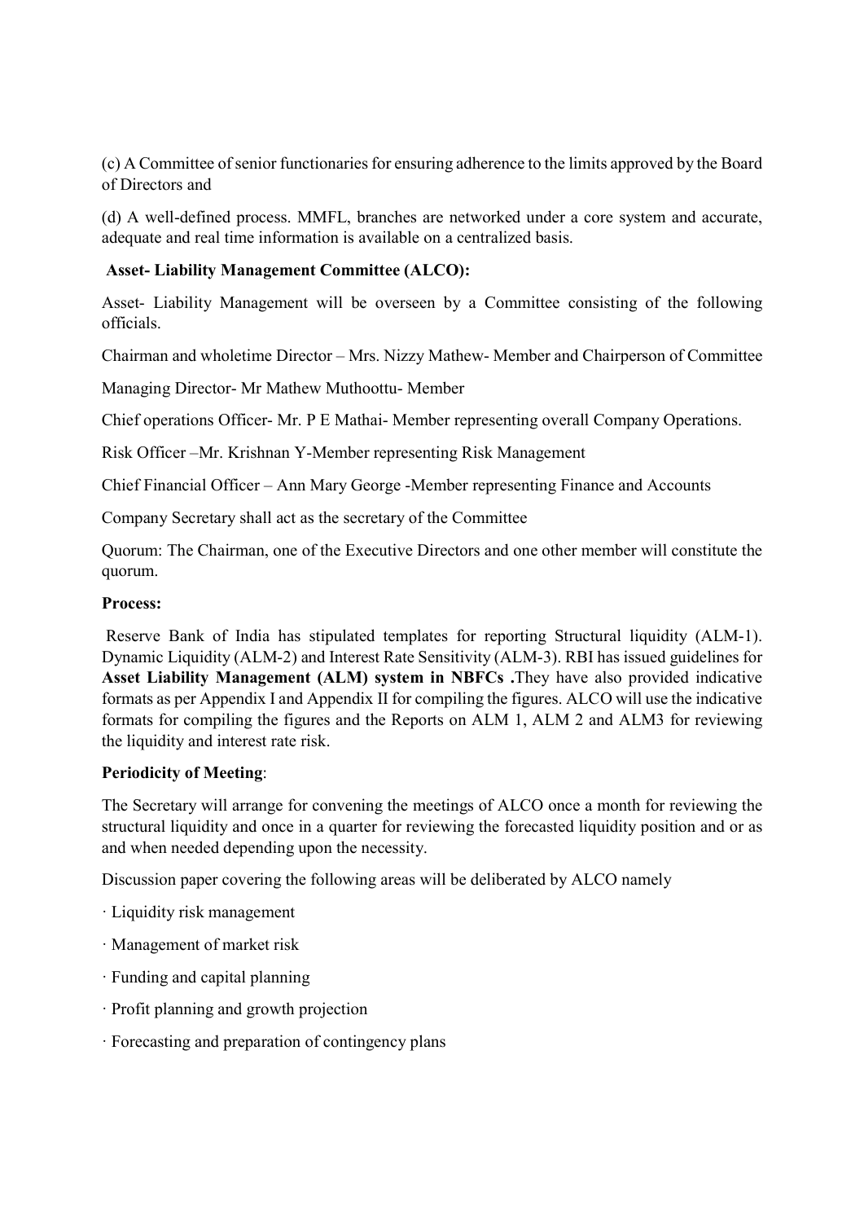(c) A Committee of senior functionaries for ensuring adherence to the limits approved by the Board of Directors and

(d) A well-defined process. MMFL, branches are networked under a core system and accurate, adequate and real time information is available on a centralized basis.

**Asset- Liability Management Committee (ALCO):**

Asset- Liability Management will be overseen by a Committee consisting of the following officials.

Chairman and wholetime Director – Mrs. Nizzy Mathew- Member and Chairperson of Committee

Managing Director- Mr Mathew Muthoottu- Member

Chief operations Officer- Mr. P E Mathai- Member representing overall Company Operations.

Risk Officer –Mr. Krishnan Y-Member representing Risk Management

Chief Financial Officer – Ann Mary George -Member representing Finance and Accounts

Company Secretary shall act as the secretary of the Committee

Quorum: The Chairman, one of the Executive Directors and one other member will constitute the quorum.

**Process:**

Reserve Bank of India has stipulated templates for reporting Structural liquidity (ALM-1). Dynamic Liquidity (ALM-2) and Interest Rate Sensitivity (ALM-3). RBI has issued guidelines for **Asset Liability Management (ALM) system in NBFCs .**They have also provided indicative formats as per Appendix I and Appendix II for compiling the figures. ALCO will use the indicative formats for compiling the figures and the Reports on ALM 1, ALM 2 and ALM3 for reviewing the liquidity and interest rate risk.

**Periodicity of Meeting**:

The Secretary will arrange for convening the meetings of ALCO once a month for reviewing the structural liquidity and once in a quarter for reviewing the forecasted liquidity position and or as and when needed depending upon the necessity.

Discussion paper covering the following areas will be deliberated by ALCO namely

· Liquidity risk management

· Management of market risk

· Funding and capital planning

· Profit planning and growth projection

· Forecasting and preparation of contingency plans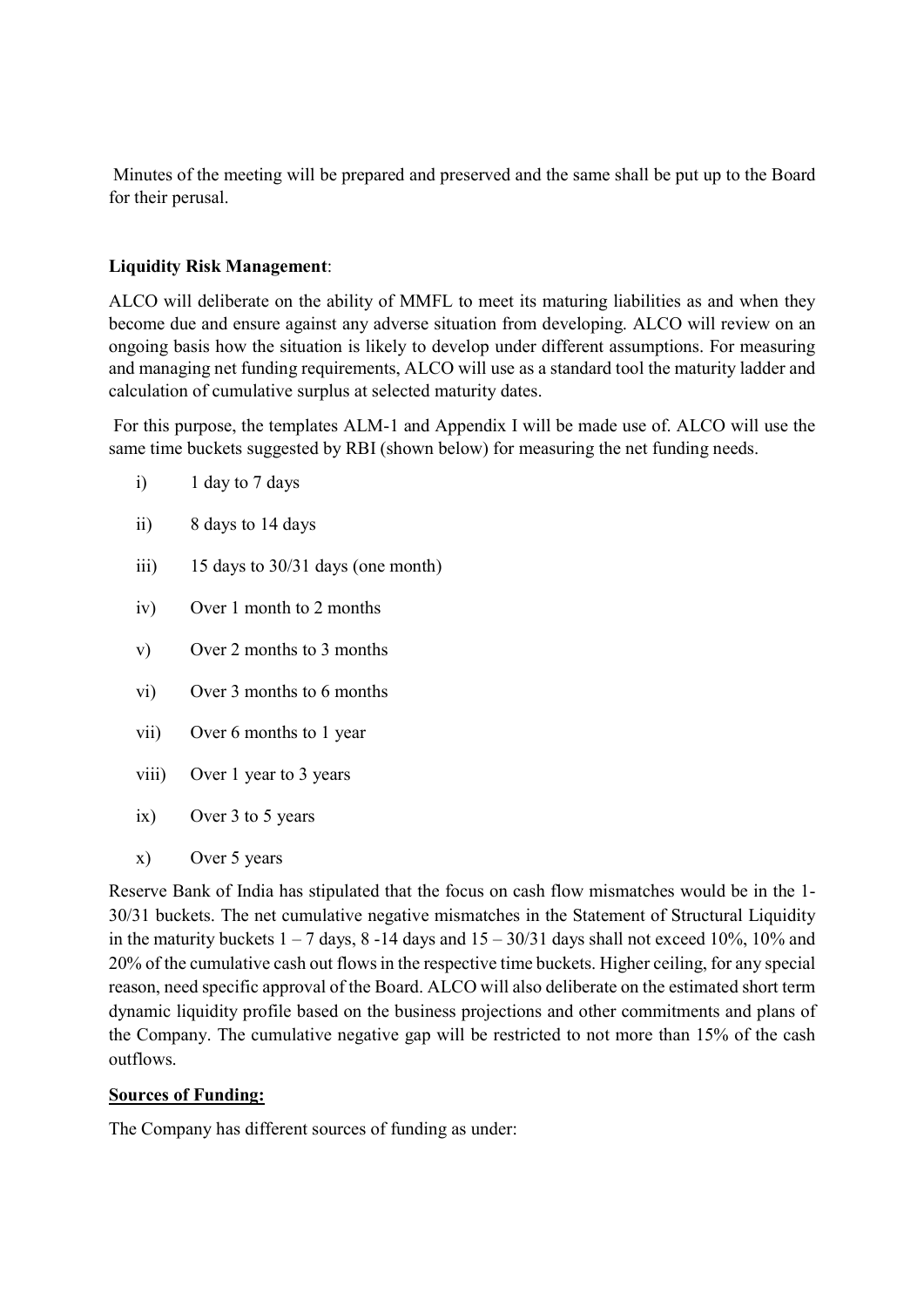Minutes of the meeting will be prepared and preserved and the same shall be put up to the Board for their perusal.

**Liquidity Risk Management**:

ALCO will deliberate on the ability of MMFL to meet its maturing liabilities as and when they become due and ensure against any adverse situation from developing. ALCO will review on an ongoing basis how the situation is likely to develop under different assumptions. For measuring and managing net funding requirements, ALCO will use as a standard tool the maturity ladder and calculation of cumulative surplus at selected maturity dates.

For this purpose, the templates ALM-1 and Appendix I will be made use of. ALCO will use the same time buckets suggested by RBI (shown below) for measuring the net funding needs.

i) 1 day to 7 days

ii) 8 days to 14 days

iii) 15 days to 30/31 days (one month)

iv) Over 1 month to 2 months

v) Over 2 months to 3 months

vi) Over 3 months to 6 months

vii) Over 6 months to 1 year

viii) Over 1 year to 3 years

ix) Over 3 to 5 years

x) Over 5 years

Reserve Bank of India has stipulated that the focus on cash flow mismatches would be in the 1-30/31 buckets. The net cumulative negative mismatches in the Statement of Structural Liquidity in the maturity buckets 1 – 7 days, 8 -14 days and 15 – 30/31 days shall not exceed 10%, 10% and 20% of the cumulative cash out flows in the respective time buckets. Higher ceiling, for any special reason, need specific approval of the Board. ALCO will also deliberate on the estimated short term dynamic liquidity profile based on the business projections and other commitments and plans of the Company. The cumulative negative gap will be restricted to not more than 15% of the cash outflows.

**Sources of Funding:**

The Company has different sources of funding as under: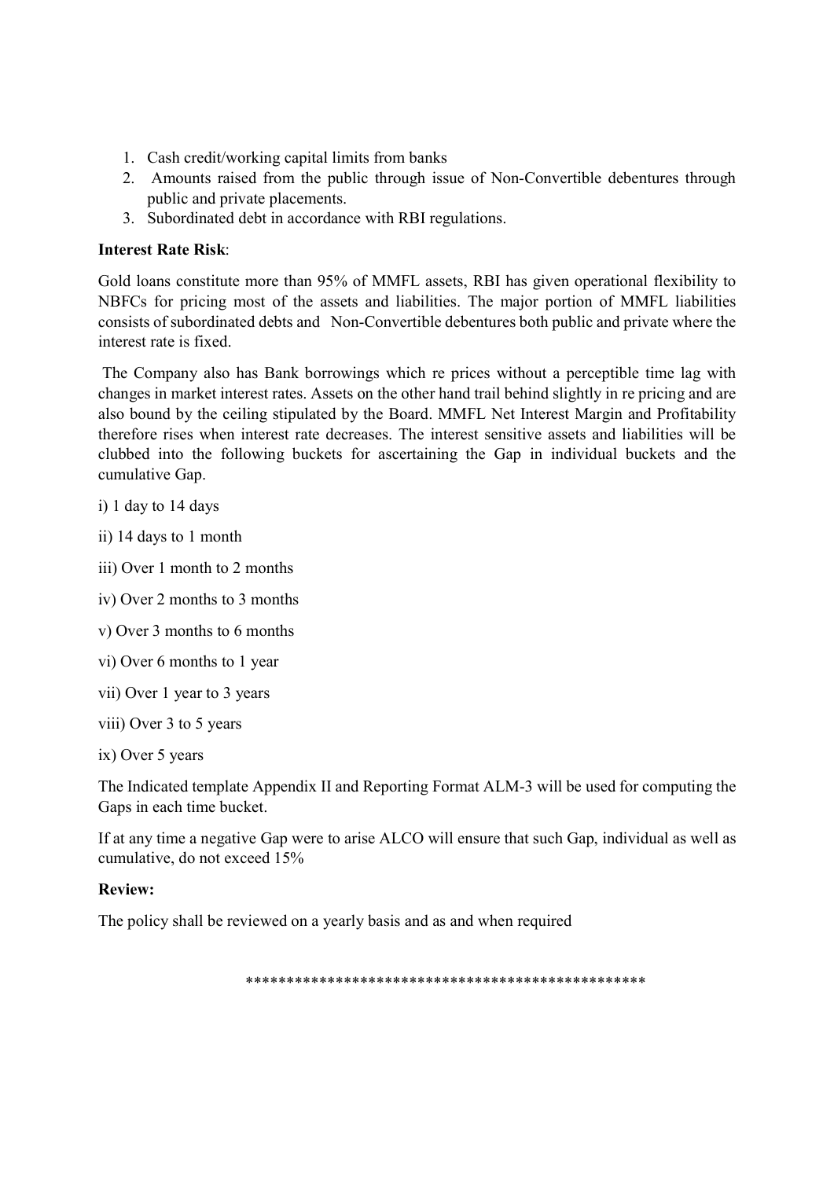1. Cash credit/working capital limits from banks
2. Amounts raised from the public through issue of Non-Convertible debentures through public and private placements.
3. Subordinated debt in accordance with RBI regulations.

**Interest Rate Risk**:

Gold loans constitute more than 95% of MMFL assets, RBI has given operational flexibility to NBFCs for pricing most of the assets and liabilities. The major portion of MMFL liabilities consists of subordinated debts and Non-Convertible debentures both public and private where the interest rate is fixed.

The Company also has Bank borrowings which re prices without a perceptible time lag with changes in market interest rates. Assets on the other hand trail behind slightly in re pricing and are also bound by the ceiling stipulated by the Board. MMFL Net Interest Margin and Profitability therefore rises when interest rate decreases. The interest sensitive assets and liabilities will be clubbed into the following buckets for ascertaining the Gap in individual buckets and the cumulative Gap.

i) 1 day to 14 days

ii) 14 days to 1 month

iii) Over 1 month to 2 months

iv) Over 2 months to 3 months

v) Over 3 months to 6 months

vi) Over 6 months to 1 year

vii) Over 1 year to 3 years

viii) Over 3 to 5 years

ix) Over 5 years

The Indicated template Appendix II and Reporting Format ALM-3 will be used for computing the Gaps in each time bucket.

If at any time a negative Gap were to arise ALCO will ensure that such Gap, individual as well as cumulative, do not exceed 15%

**Review:**

The policy shall be reviewed on a yearly basis and as and when required

\*\*\*\*\*\*\*\*\*\*\*\*\*\*\*\*\*\*\*\*\*\*\*\*\*\*\*\*\*\*\*\*\*\*\*\*\*\*\*\*\*\*\*\*\*\*\*\*